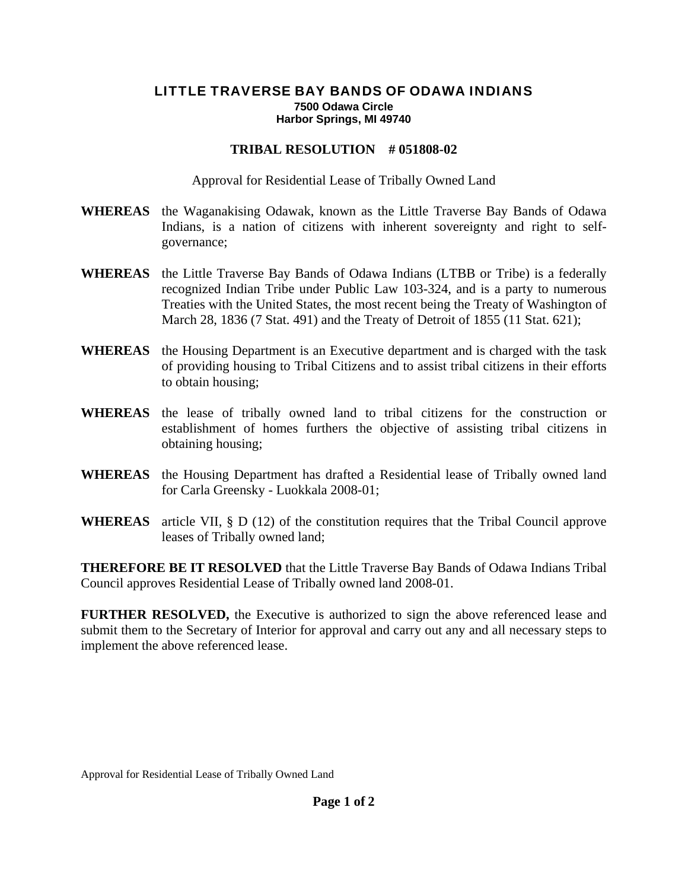# LITTLE TRAVERSE BAY BANDS OF ODAWA INDIANS

**7500 Odawa Circle**
**Harbor Springs, MI 49740**

## TRIBAL RESOLUTION # 051808-02

Approval for Residential Lease of Tribally Owned Land

**WHEREAS** the Waganakising Odawak, known as the Little Traverse Bay Bands of Odawa Indians, is a nation of citizens with inherent sovereignty and right to self-governance;

**WHEREAS** the Little Traverse Bay Bands of Odawa Indians (LTBB or Tribe) is a federally recognized Indian Tribe under Public Law 103-324, and is a party to numerous Treaties with the United States, the most recent being the Treaty of Washington of March 28, 1836 (7 Stat. 491) and the Treaty of Detroit of 1855 (11 Stat. 621);

**WHEREAS** the Housing Department is an Executive department and is charged with the task of providing housing to Tribal Citizens and to assist tribal citizens in their efforts to obtain housing;

**WHEREAS** the lease of tribally owned land to tribal citizens for the construction or establishment of homes furthers the objective of assisting tribal citizens in obtaining housing;

**WHEREAS** the Housing Department has drafted a Residential lease of Tribally owned land for Carla Greensky - Luokkala 2008-01;

**WHEREAS** article VII, § D (12) of the constitution requires that the Tribal Council approve leases of Tribally owned land;

**THEREFORE BE IT RESOLVED** that the Little Traverse Bay Bands of Odawa Indians Tribal Council approves Residential Lease of Tribally owned land 2008-01.

**FURTHER RESOLVED,** the Executive is authorized to sign the above referenced lease and submit them to the Secretary of Interior for approval and carry out any and all necessary steps to implement the above referenced lease.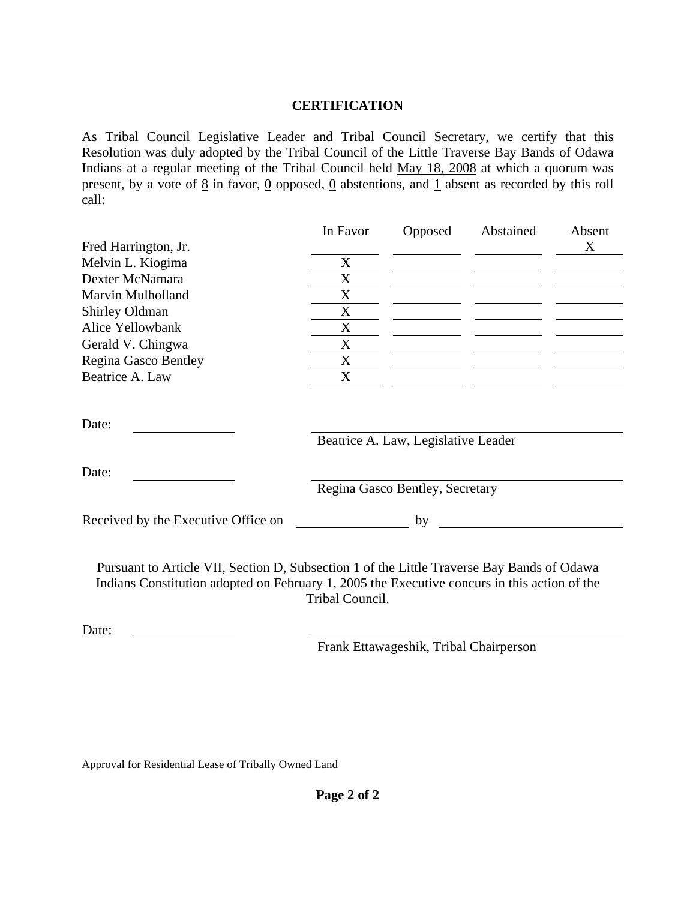## CERTIFICATION

As Tribal Council Legislative Leader and Tribal Council Secretary, we certify that this Resolution was duly adopted by the Tribal Council of the Little Traverse Bay Bands of Odawa Indians at a regular meeting of the Tribal Council held May 18, 2008 at which a quorum was present, by a vote of 8 in favor, 0 opposed, 0 abstentions, and 1 absent as recorded by this roll call:

| | In Favor | Opposed | Abstained | Absent |
|---|---|---|---|---|
| Fred Harrington, Jr. | | | | X |
| Melvin L. Kiogima | X | | | |
| Dexter McNamara | X | | | |
| Marvin Mulholland | X | | | |
| Shirley Oldman | X | | | |
| Alice Yellowbank | X | | | |
| Gerald V. Chingwa | X | | | |
| Regina Gasco Bentley | X | | | |
| Beatrice A. Law | X | | | |

Date: ______________

______________________________
Beatrice A. Law, Legislative Leader

Date: ______________

______________________________
Regina Gasco Bentley, Secretary

Received by the Executive Office on ______________ by ______________________

Pursuant to Article VII, Section D, Subsection 1 of the Little Traverse Bay Bands of Odawa Indians Constitution adopted on February 1, 2005 the Executive concurs in this action of the Tribal Council.

Date: ______________

______________________________
Frank Ettawageshik, Tribal Chairperson

Approval for Residential Lease of Tribally Owned Land